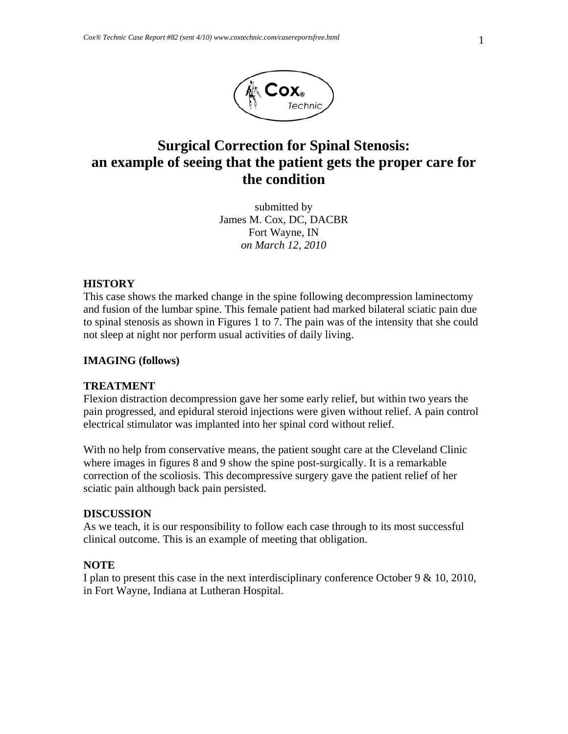# Surgical Correction for Spinal Stenosis: an example of seeing that the patient gets the proper care for the condition

submitted by
James M. Cox, DC, DACBR
Fort Wayne, IN
*on March 12, 2010*

## HISTORY

This case shows the marked change in the spine following decompression laminectomy and fusion of the lumbar spine. This female patient had marked bilateral sciatic pain due to spinal stenosis as shown in Figures 1 to 7. The pain was of the intensity that she could not sleep at night nor perform usual activities of daily living.

## IMAGING (follows)

## TREATMENT

Flexion distraction decompression gave her some early relief, but within two years the pain progressed, and epidural steroid injections were given without relief. A pain control electrical stimulator was implanted into her spinal cord without relief.

With no help from conservative means, the patient sought care at the Cleveland Clinic where images in figures 8 and 9 show the spine post-surgically. It is a remarkable correction of the scoliosis. This decompressive surgery gave the patient relief of her sciatic pain although back pain persisted.

## DISCUSSION

As we teach, it is our responsibility to follow each case through to its most successful clinical outcome. This is an example of meeting that obligation.

## NOTE

I plan to present this case in the next interdisciplinary conference October 9 & 10, 2010, in Fort Wayne, Indiana at Lutheran Hospital.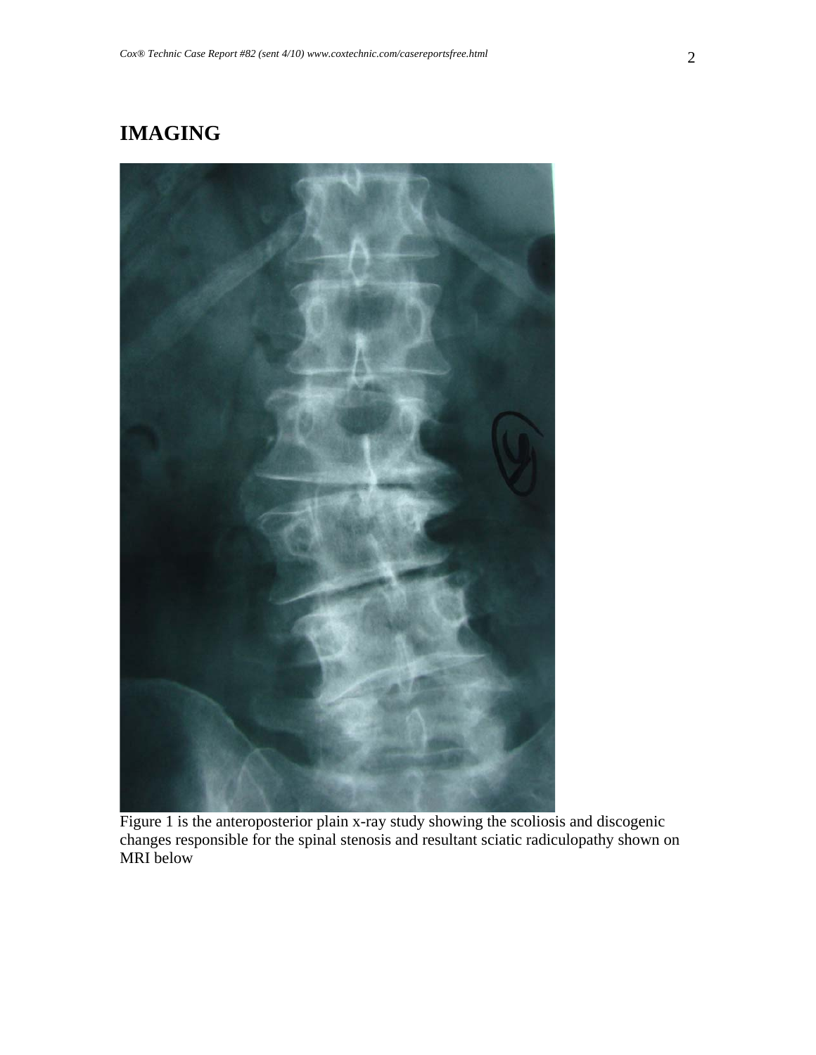# IMAGING

Figure 1 is the anteroposterior plain x-ray study showing the scoliosis and discogenic changes responsible for the spinal stenosis and resultant sciatic radiculopathy shown on MRI below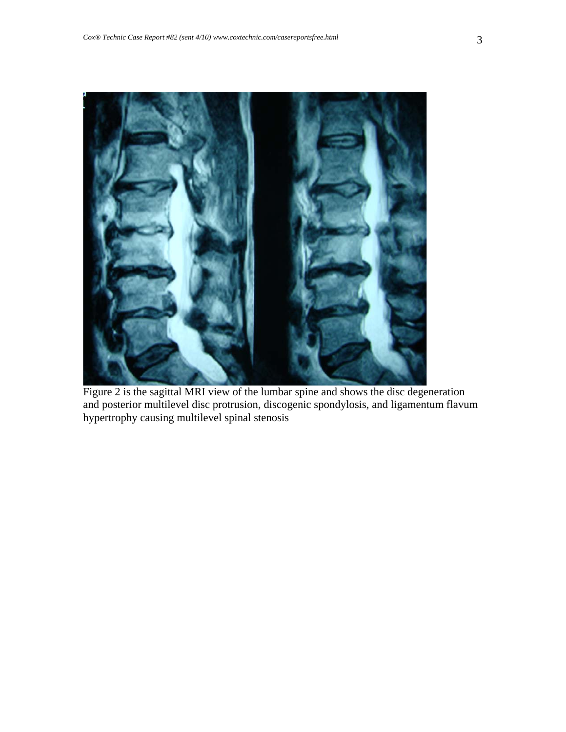Figure 2 is the sagittal MRI view of the lumbar spine and shows the disc degeneration and posterior multilevel disc protrusion, discogenic spondylosis, and ligamentum flavum hypertrophy causing multilevel spinal stenosis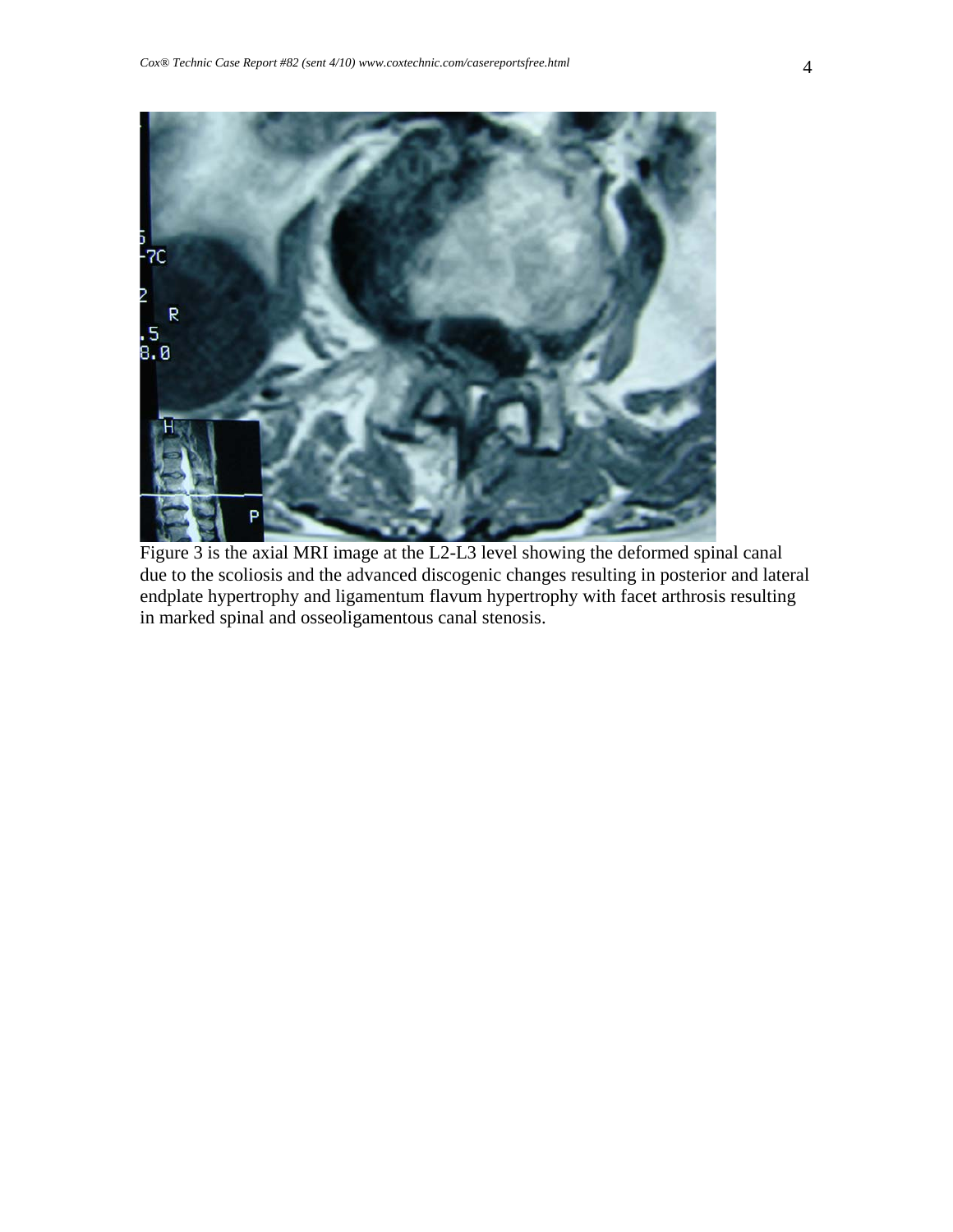Figure 3 is the axial MRI image at the L2-L3 level showing the deformed spinal canal due to the scoliosis and the advanced discogenic changes resulting in posterior and lateral endplate hypertrophy and ligamentum flavum hypertrophy with facet arthrosis resulting in marked spinal and osseoligamentous canal stenosis.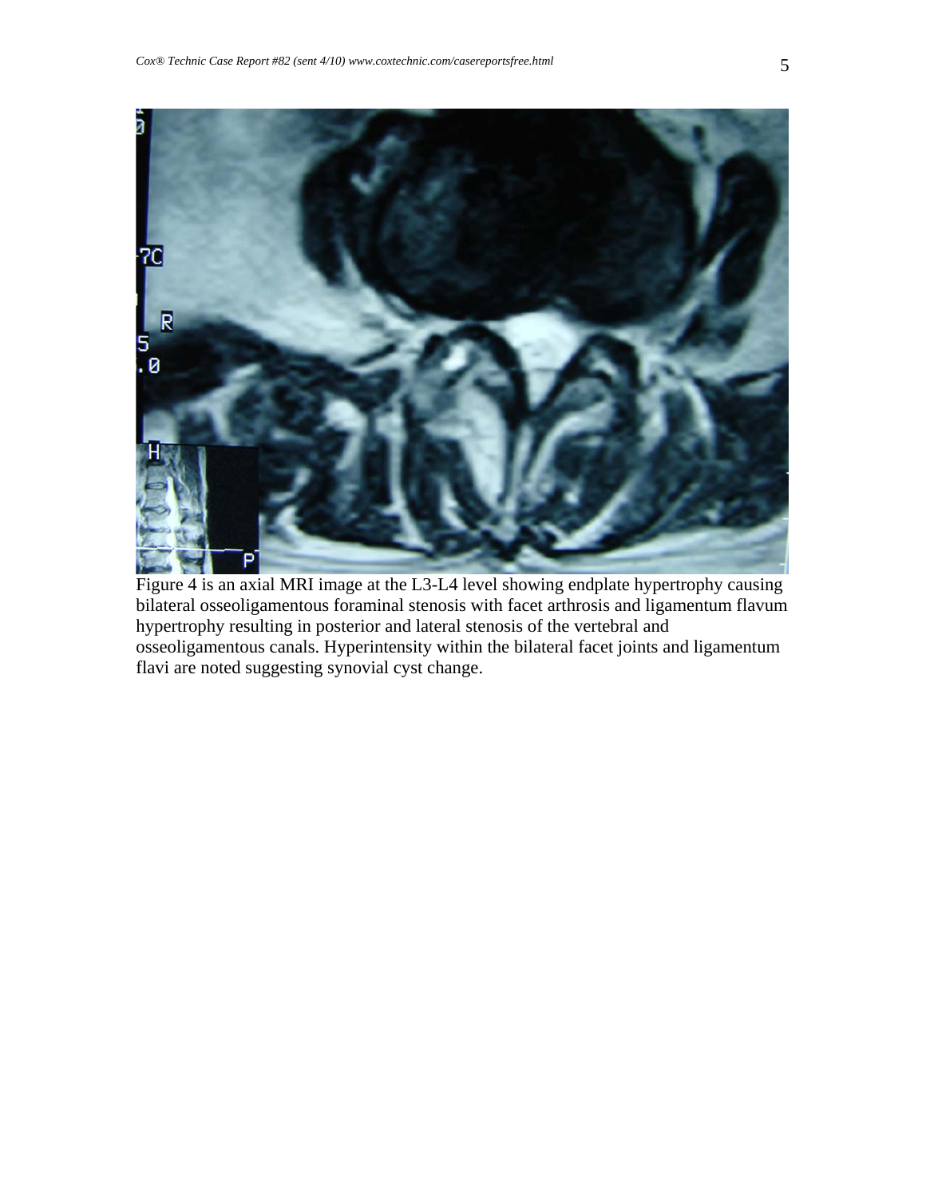Figure 4 is an axial MRI image at the L3-L4 level showing endplate hypertrophy causing bilateral osseoligamentous foraminal stenosis with facet arthrosis and ligamentum flavum hypertrophy resulting in posterior and lateral stenosis of the vertebral and osseoligamentous canals. Hyperintensity within the bilateral facet joints and ligamentum flavi are noted suggesting synovial cyst change.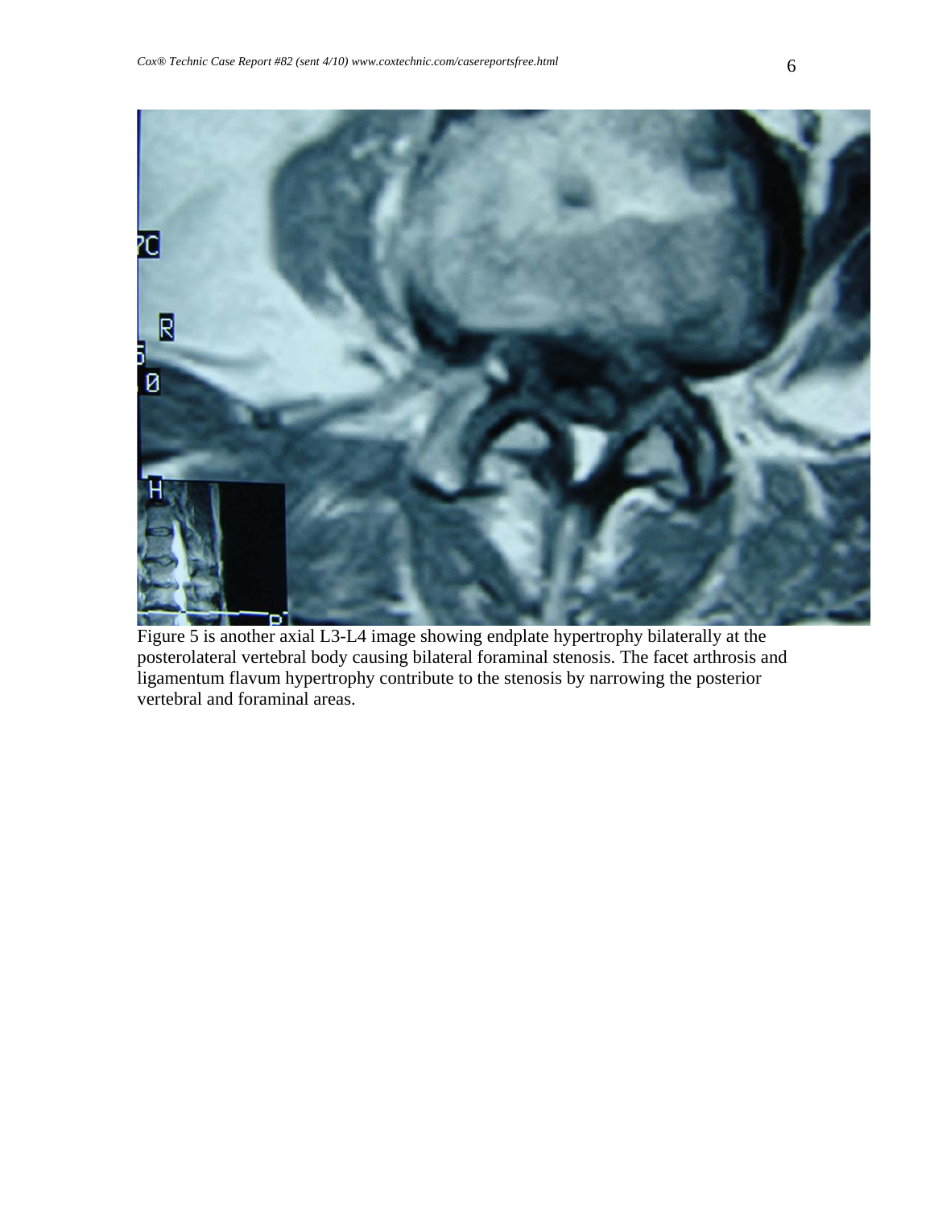Figure 5 is another axial L3-L4 image showing endplate hypertrophy bilaterally at the posterolateral vertebral body causing bilateral foraminal stenosis. The facet arthrosis and ligamentum flavum hypertrophy contribute to the stenosis by narrowing the posterior vertebral and foraminal areas.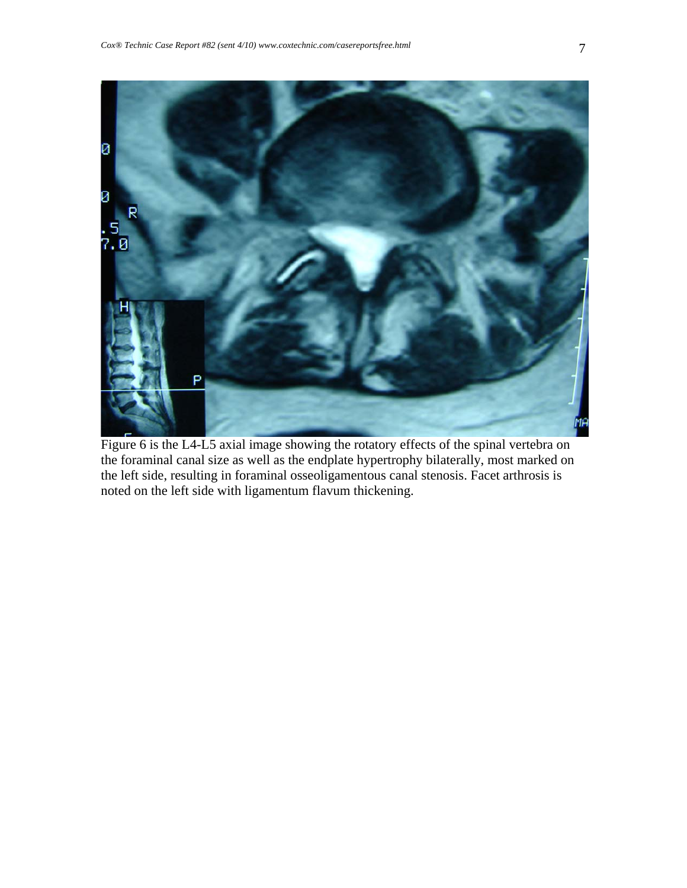Figure 6 is the L4-L5 axial image showing the rotatory effects of the spinal vertebra on the foraminal canal size as well as the endplate hypertrophy bilaterally, most marked on the left side, resulting in foraminal osseoligamentous canal stenosis. Facet arthrosis is noted on the left side with ligamentum flavum thickening.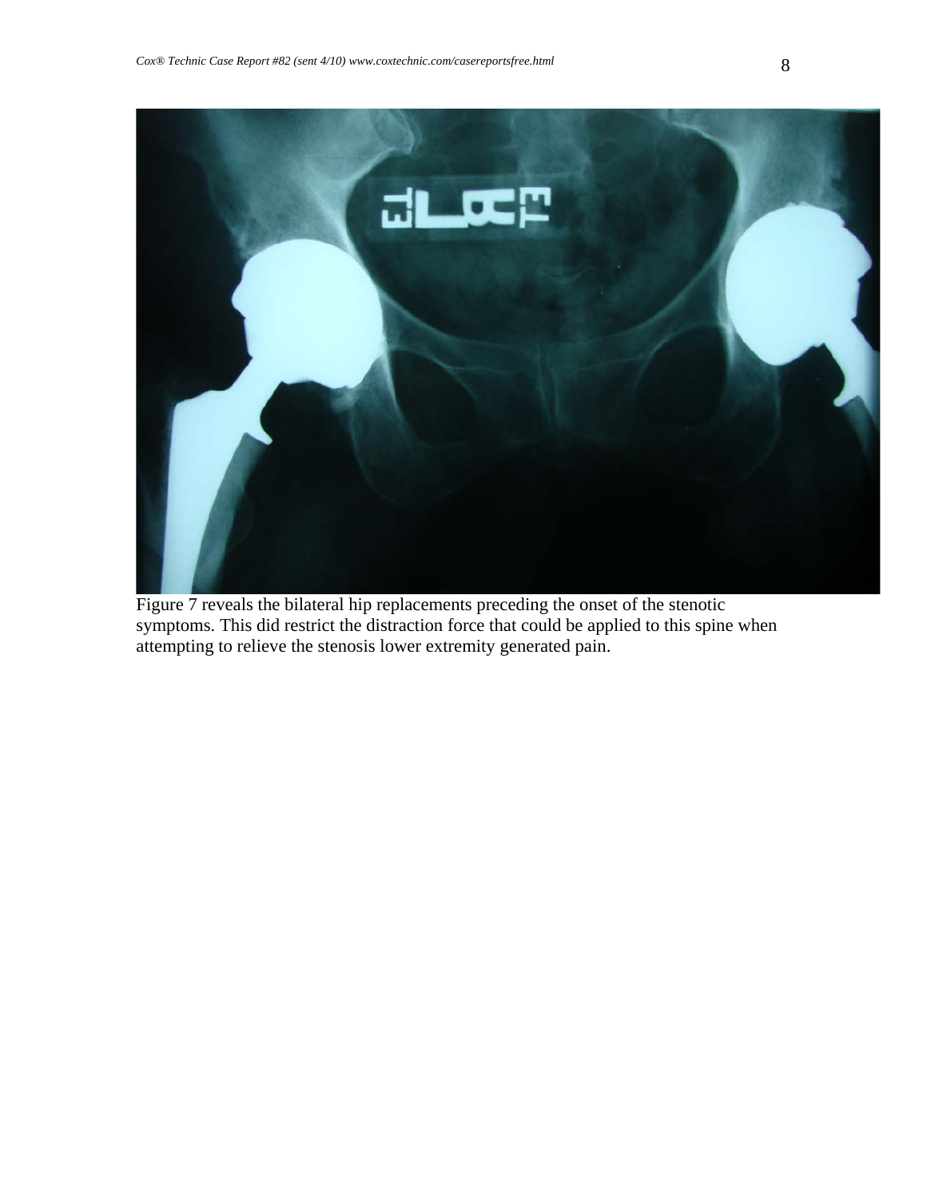Figure 7 reveals the bilateral hip replacements preceding the onset of the stenotic symptoms. This did restrict the distraction force that could be applied to this spine when attempting to relieve the stenosis lower extremity generated pain.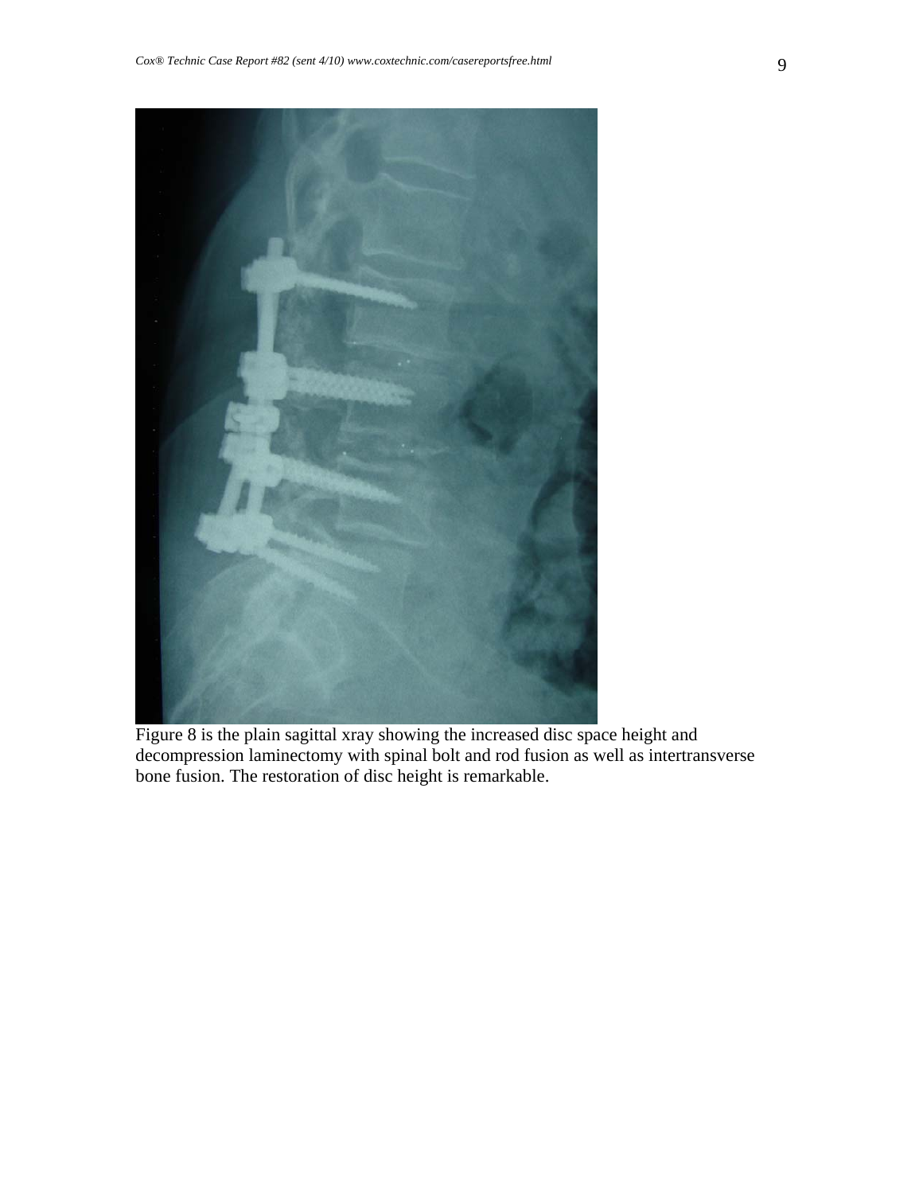Figure 8 is the plain sagittal xray showing the increased disc space height and decompression laminectomy with spinal bolt and rod fusion as well as intertransverse bone fusion. The restoration of disc height is remarkable.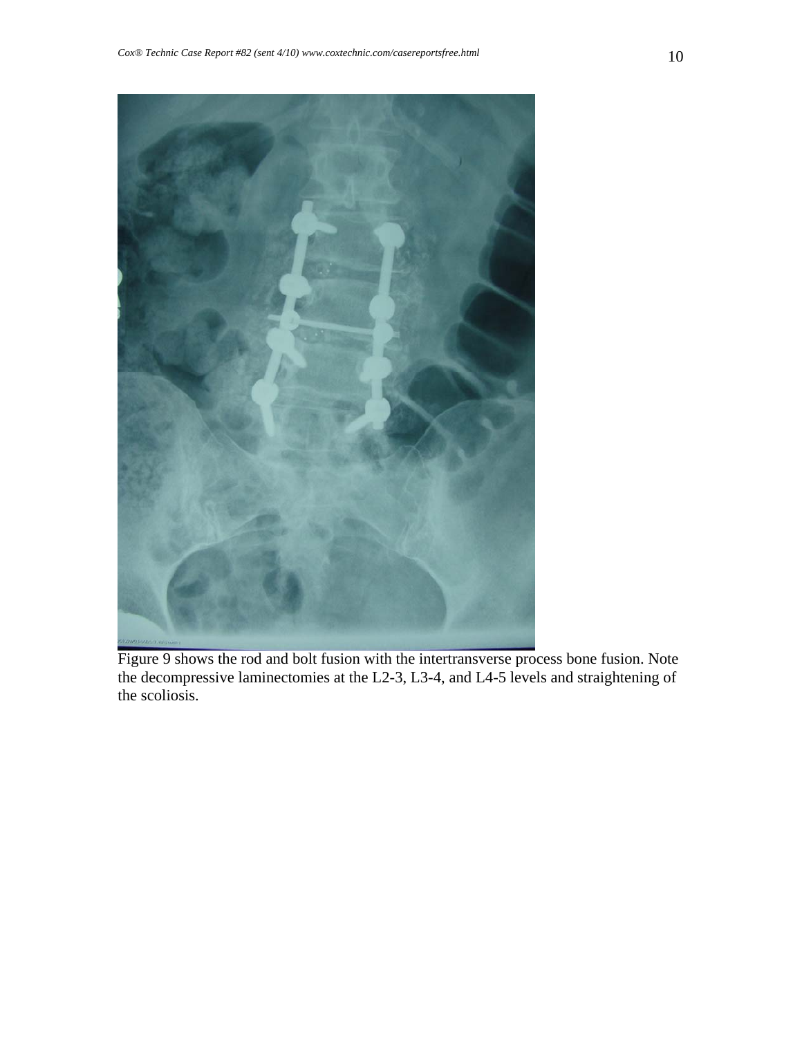Figure 9 shows the rod and bolt fusion with the intertransverse process bone fusion. Note the decompressive laminectomies at the L2-3, L3-4, and L4-5 levels and straightening of the scoliosis.